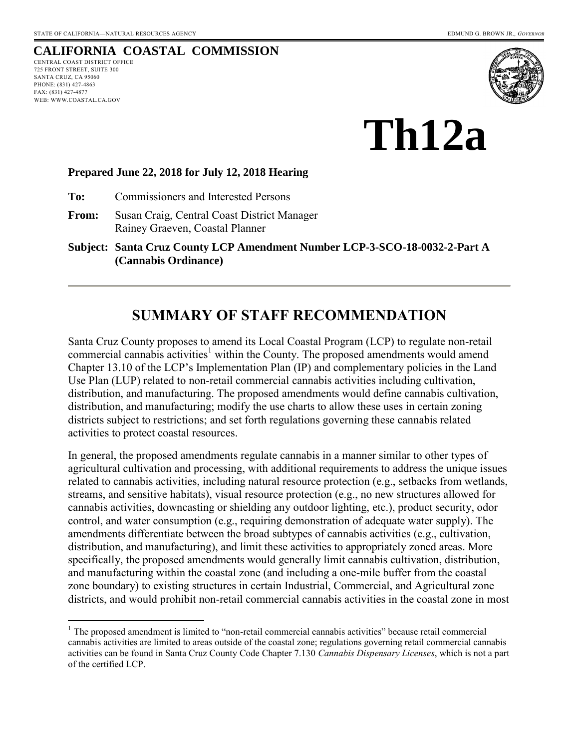STATE OF CALIFORNIA—NATURAL RESOURCES AGENCY EDMUND G. BROWN JR., *GOVERNOR*

# CALIFORNIA COASTAL COMMISSION

CENTRAL COAST DISTRICT OFFICE
725 FRONT STREET, SUITE 300
SANTA CRUZ, CA 95060
PHONE: (831) 427-4863
FAX: (831) 427-4877
WEB: WWW.COASTAL.CA.GOV

# Th12a

**Prepared June 22, 2018 for July 12, 2018 Hearing**

**To:** Commissioners and Interested Persons

**From:** Susan Craig, Central Coast District Manager
Rainey Graeven, Coastal Planner

**Subject: Santa Cruz County LCP Amendment Number LCP-3-SCO-18-0032-2-Part A (Cannabis Ordinance)**

## SUMMARY OF STAFF RECOMMENDATION

Santa Cruz County proposes to amend its Local Coastal Program (LCP) to regulate non-retail commercial cannabis activities[1] within the County. The proposed amendments would amend Chapter 13.10 of the LCP's Implementation Plan (IP) and complementary policies in the Land Use Plan (LUP) related to non-retail commercial cannabis activities including cultivation, distribution, and manufacturing. The proposed amendments would define cannabis cultivation, distribution, and manufacturing; modify the use charts to allow these uses in certain zoning districts subject to restrictions; and set forth regulations governing these cannabis related activities to protect coastal resources.

In general, the proposed amendments regulate cannabis in a manner similar to other types of agricultural cultivation and processing, with additional requirements to address the unique issues related to cannabis activities, including natural resource protection (e.g., setbacks from wetlands, streams, and sensitive habitats), visual resource protection (e.g., no new structures allowed for cannabis activities, downcasting or shielding any outdoor lighting, etc.), product security, odor control, and water consumption (e.g., requiring demonstration of adequate water supply). The amendments differentiate between the broad subtypes of cannabis activities (e.g., cultivation, distribution, and manufacturing), and limit these activities to appropriately zoned areas. More specifically, the proposed amendments would generally limit cannabis cultivation, distribution, and manufacturing within the coastal zone (and including a one-mile buffer from the coastal zone boundary) to existing structures in certain Industrial, Commercial, and Agricultural zone districts, and would prohibit non-retail commercial cannabis activities in the coastal zone in most

[1] The proposed amendment is limited to "non-retail commercial cannabis activities" because retail commercial cannabis activities are limited to areas outside of the coastal zone; regulations governing retail commercial cannabis activities can be found in Santa Cruz County Code Chapter 7.130 *Cannabis Dispensary Licenses*, which is not a part of the certified LCP.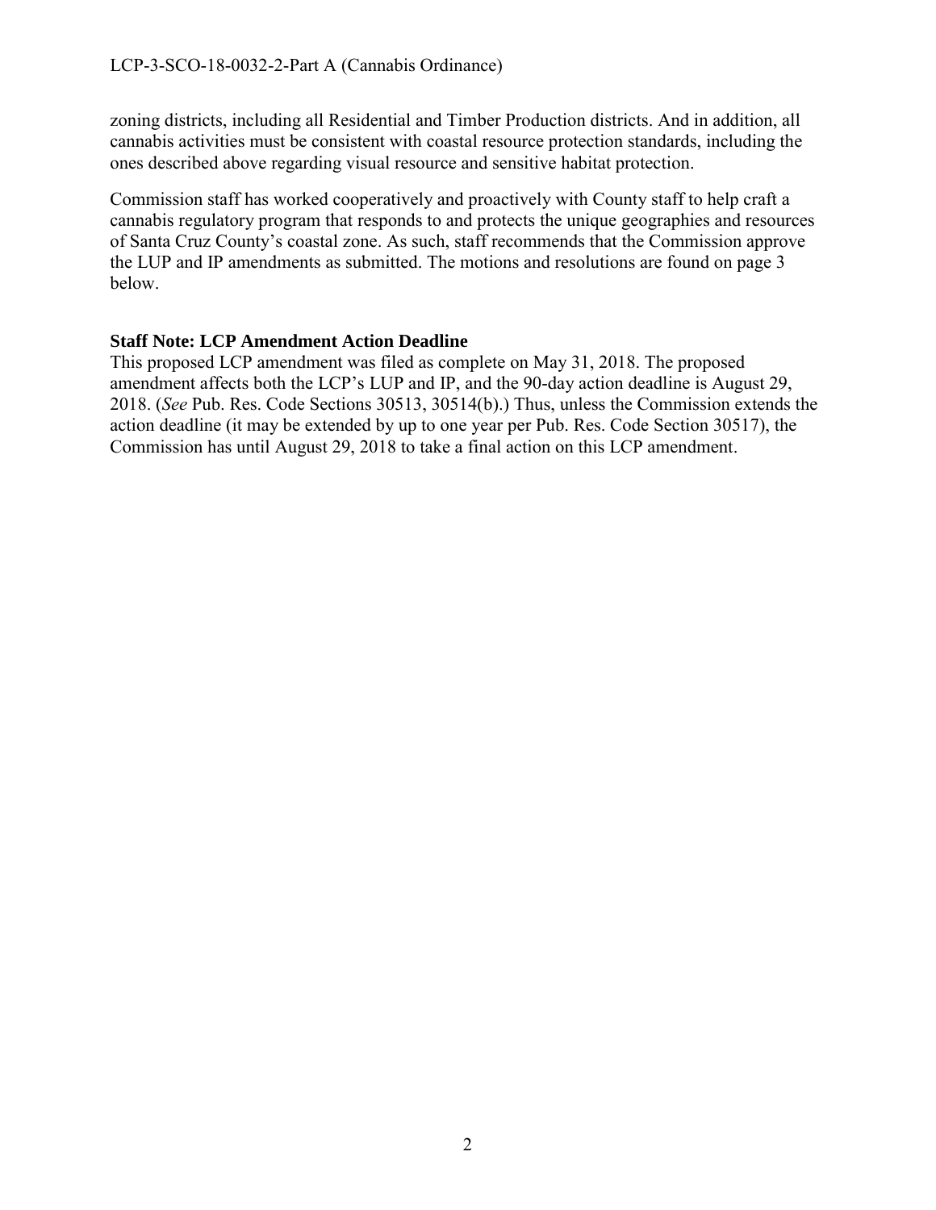zoning districts, including all Residential and Timber Production districts. And in addition, all cannabis activities must be consistent with coastal resource protection standards, including the ones described above regarding visual resource and sensitive habitat protection.

Commission staff has worked cooperatively and proactively with County staff to help craft a cannabis regulatory program that responds to and protects the unique geographies and resources of Santa Cruz County's coastal zone. As such, staff recommends that the Commission approve the LUP and IP amendments as submitted. The motions and resolutions are found on page 3 below.

**Staff Note: LCP Amendment Action Deadline**

This proposed LCP amendment was filed as complete on May 31, 2018. The proposed amendment affects both the LCP's LUP and IP, and the 90-day action deadline is August 29, 2018. (*See* Pub. Res. Code Sections 30513, 30514(b).) Thus, unless the Commission extends the action deadline (it may be extended by up to one year per Pub. Res. Code Section 30517), the Commission has until August 29, 2018 to take a final action on this LCP amendment.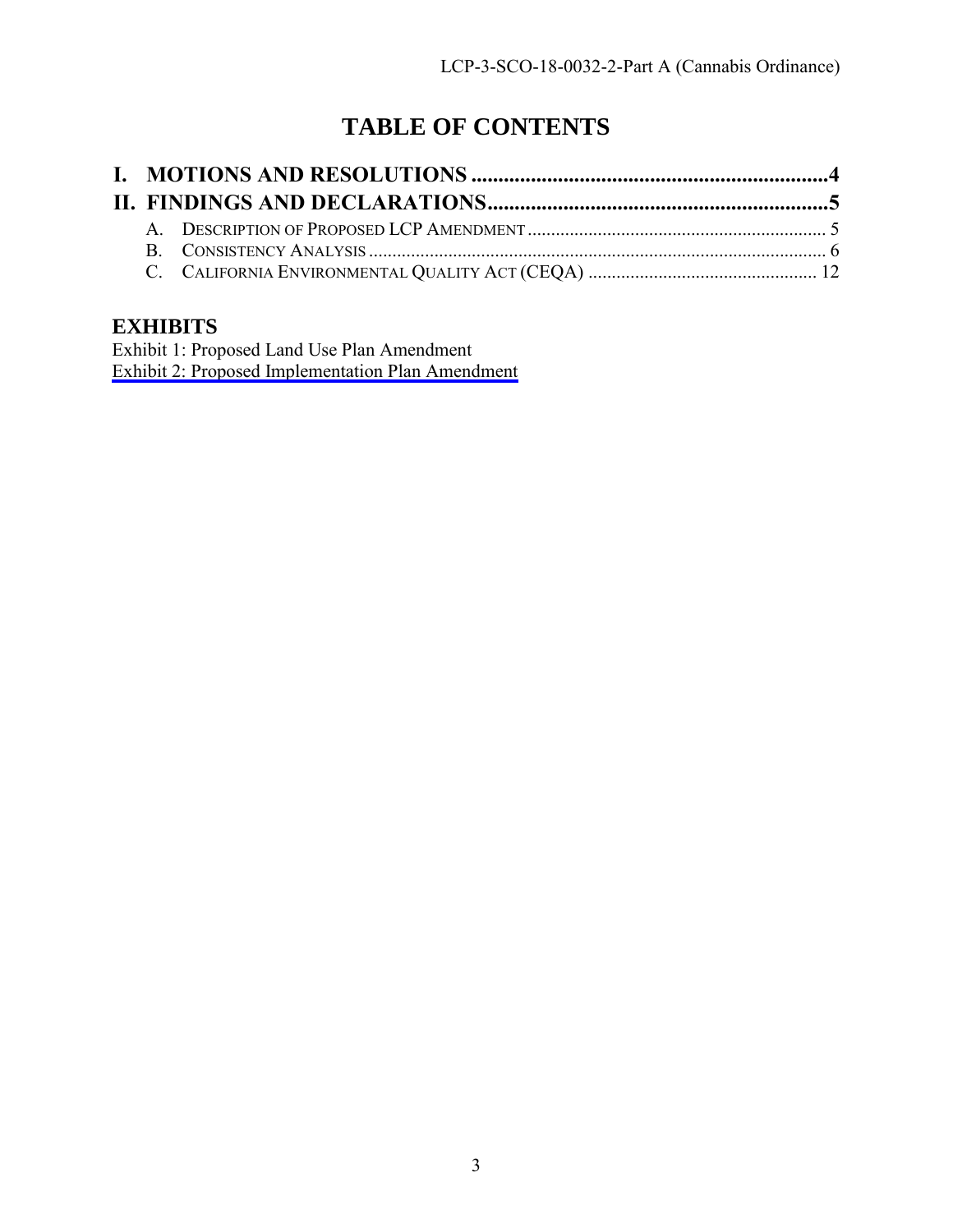# TABLE OF CONTENTS

**I. MOTIONS AND RESOLUTIONS ..................................................................4**

**II. FINDINGS AND DECLARATIONS...............................................................5**

A. DESCRIPTION OF PROPOSED LCP AMENDMENT ................................................................ 5

B. CONSISTENCY ANALYSIS ................................................................................................ 6

C. CALIFORNIA ENVIRONMENTAL QUALITY ACT (CEQA) ................................................ 12

## EXHIBITS

Exhibit 1: Proposed Land Use Plan Amendment

Exhibit 2: Proposed Implementation Plan Amendment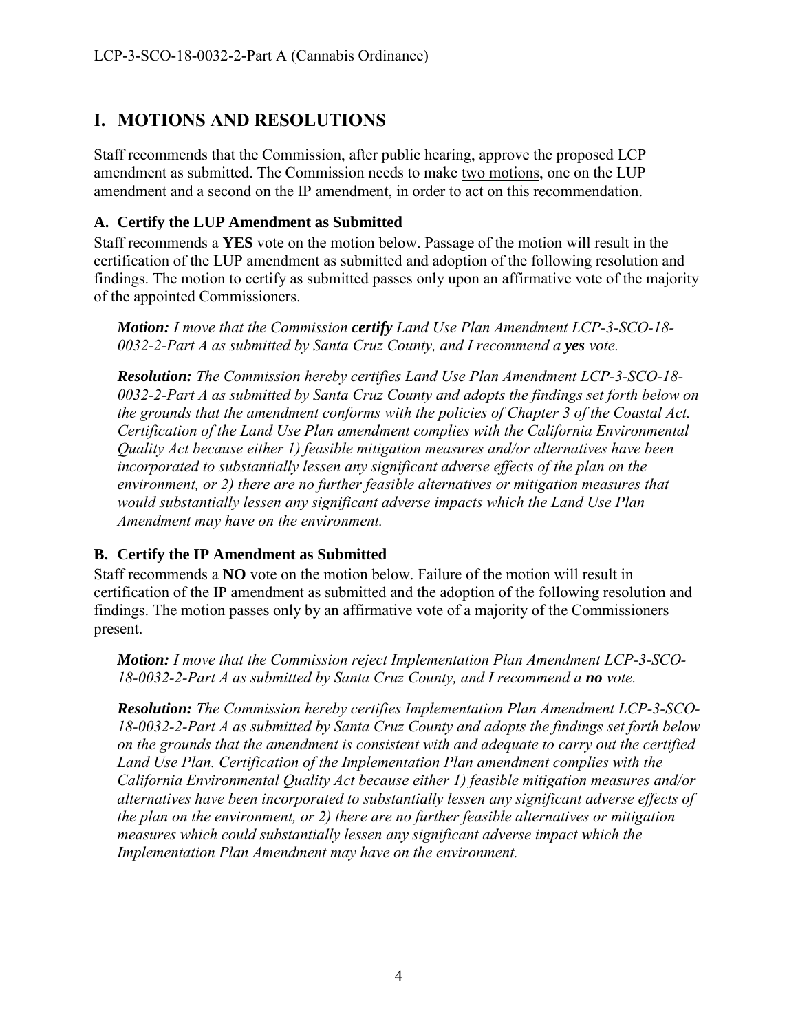# I. MOTIONS AND RESOLUTIONS

Staff recommends that the Commission, after public hearing, approve the proposed LCP amendment as submitted. The Commission needs to make two motions, one on the LUP amendment and a second on the IP amendment, in order to act on this recommendation.

### A. Certify the LUP Amendment as Submitted

Staff recommends a **YES** vote on the motion below. Passage of the motion will result in the certification of the LUP amendment as submitted and adoption of the following resolution and findings. The motion to certify as submitted passes only upon an affirmative vote of the majority of the appointed Commissioners.

> ***Motion:*** *I move that the Commission* ***certify*** *Land Use Plan Amendment LCP-3-SCO-18-0032-2-Part A as submitted by Santa Cruz County, and I recommend a* ***yes*** *vote.*
>
> ***Resolution:*** *The Commission hereby certifies Land Use Plan Amendment LCP-3-SCO-18-0032-2-Part A as submitted by Santa Cruz County and adopts the findings set forth below on the grounds that the amendment conforms with the policies of Chapter 3 of the Coastal Act. Certification of the Land Use Plan amendment complies with the California Environmental Quality Act because either 1) feasible mitigation measures and/or alternatives have been incorporated to substantially lessen any significant adverse effects of the plan on the environment, or 2) there are no further feasible alternatives or mitigation measures that would substantially lessen any significant adverse impacts which the Land Use Plan Amendment may have on the environment.*

### B. Certify the IP Amendment as Submitted

Staff recommends a **NO** vote on the motion below. Failure of the motion will result in certification of the IP amendment as submitted and the adoption of the following resolution and findings. The motion passes only by an affirmative vote of a majority of the Commissioners present.

> ***Motion:*** *I move that the Commission reject Implementation Plan Amendment LCP-3-SCO-18-0032-2-Part A as submitted by Santa Cruz County, and I recommend a* ***no*** *vote.*
>
> ***Resolution:*** *The Commission hereby certifies Implementation Plan Amendment LCP-3-SCO-18-0032-2-Part A as submitted by Santa Cruz County and adopts the findings set forth below on the grounds that the amendment is consistent with and adequate to carry out the certified Land Use Plan. Certification of the Implementation Plan amendment complies with the California Environmental Quality Act because either 1) feasible mitigation measures and/or alternatives have been incorporated to substantially lessen any significant adverse effects of the plan on the environment, or 2) there are no further feasible alternatives or mitigation measures which could substantially lessen any significant adverse impact which the Implementation Plan Amendment may have on the environment.*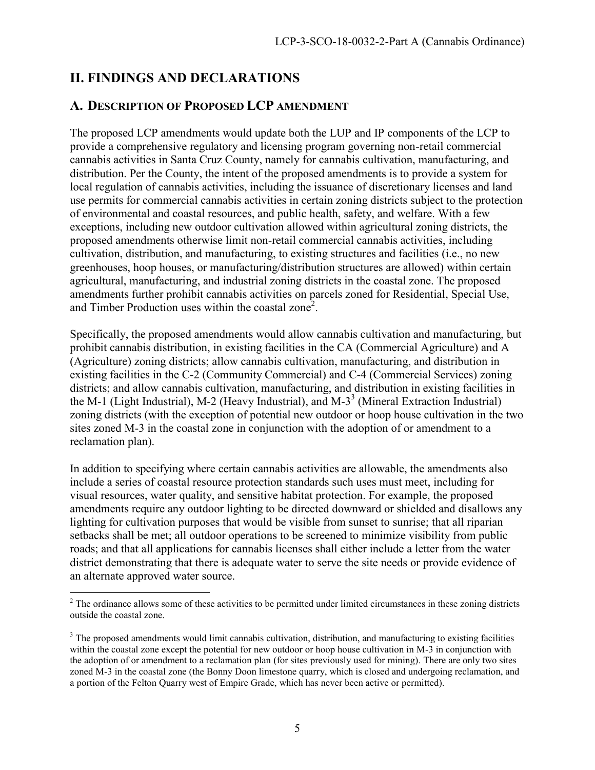## II. FINDINGS AND DECLARATIONS

### A. DESCRIPTION OF PROPOSED LCP AMENDMENT

The proposed LCP amendments would update both the LUP and IP components of the LCP to provide a comprehensive regulatory and licensing program governing non-retail commercial cannabis activities in Santa Cruz County, namely for cannabis cultivation, manufacturing, and distribution. Per the County, the intent of the proposed amendments is to provide a system for local regulation of cannabis activities, including the issuance of discretionary licenses and land use permits for commercial cannabis activities in certain zoning districts subject to the protection of environmental and coastal resources, and public health, safety, and welfare. With a few exceptions, including new outdoor cultivation allowed within agricultural zoning districts, the proposed amendments otherwise limit non-retail commercial cannabis activities, including cultivation, distribution, and manufacturing, to existing structures and facilities (i.e., no new greenhouses, hoop houses, or manufacturing/distribution structures are allowed) within certain agricultural, manufacturing, and industrial zoning districts in the coastal zone. The proposed amendments further prohibit cannabis activities on parcels zoned for Residential, Special Use, and Timber Production uses within the coastal zone[2].

Specifically, the proposed amendments would allow cannabis cultivation and manufacturing, but prohibit cannabis distribution, in existing facilities in the CA (Commercial Agriculture) and A (Agriculture) zoning districts; allow cannabis cultivation, manufacturing, and distribution in existing facilities in the C-2 (Community Commercial) and C-4 (Commercial Services) zoning districts; and allow cannabis cultivation, manufacturing, and distribution in existing facilities in the M-1 (Light Industrial), M-2 (Heavy Industrial), and M-3[3] (Mineral Extraction Industrial) zoning districts (with the exception of potential new outdoor or hoop house cultivation in the two sites zoned M-3 in the coastal zone in conjunction with the adoption of or amendment to a reclamation plan).

In addition to specifying where certain cannabis activities are allowable, the amendments also include a series of coastal resource protection standards such uses must meet, including for visual resources, water quality, and sensitive habitat protection. For example, the proposed amendments require any outdoor lighting to be directed downward or shielded and disallows any lighting for cultivation purposes that would be visible from sunset to sunrise; that all riparian setbacks shall be met; all outdoor operations to be screened to minimize visibility from public roads; and that all applications for cannabis licenses shall either include a letter from the water district demonstrating that there is adequate water to serve the site needs or provide evidence of an alternate approved water source.

---

[2] The ordinance allows some of these activities to be permitted under limited circumstances in these zoning districts outside the coastal zone.

[3] The proposed amendments would limit cannabis cultivation, distribution, and manufacturing to existing facilities within the coastal zone except the potential for new outdoor or hoop house cultivation in M-3 in conjunction with the adoption of or amendment to a reclamation plan (for sites previously used for mining). There are only two sites zoned M-3 in the coastal zone (the Bonny Doon limestone quarry, which is closed and undergoing reclamation, and a portion of the Felton Quarry west of Empire Grade, which has never been active or permitted).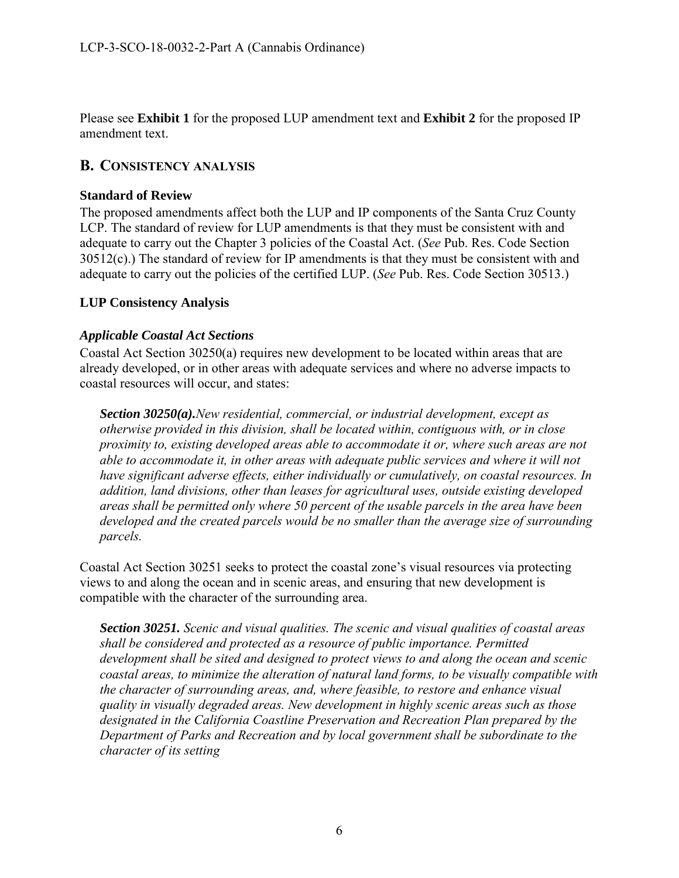Please see **Exhibit 1** for the proposed LUP amendment text and **Exhibit 2** for the proposed IP amendment text.

## B. CONSISTENCY ANALYSIS

### Standard of Review

The proposed amendments affect both the LUP and IP components of the Santa Cruz County LCP. The standard of review for LUP amendments is that they must be consistent with and adequate to carry out the Chapter 3 policies of the Coastal Act. (*See* Pub. Res. Code Section 30512(c).) The standard of review for IP amendments is that they must be consistent with and adequate to carry out the policies of the certified LUP. (*See* Pub. Res. Code Section 30513.)

### LUP Consistency Analysis

#### *Applicable Coastal Act Sections*

Coastal Act Section 30250(a) requires new development to be located within areas that are already developed, or in other areas with adequate services and where no adverse impacts to coastal resources will occur, and states:

> ***Section 30250(a).****New residential, commercial, or industrial development, except as otherwise provided in this division, shall be located within, contiguous with, or in close proximity to, existing developed areas able to accommodate it or, where such areas are not able to accommodate it, in other areas with adequate public services and where it will not have significant adverse effects, either individually or cumulatively, on coastal resources. In addition, land divisions, other than leases for agricultural uses, outside existing developed areas shall be permitted only where 50 percent of the usable parcels in the area have been developed and the created parcels would be no smaller than the average size of surrounding parcels.*

Coastal Act Section 30251 seeks to protect the coastal zone's visual resources via protecting views to and along the ocean and in scenic areas, and ensuring that new development is compatible with the character of the surrounding area.

> ***Section 30251.*** *Scenic and visual qualities. The scenic and visual qualities of coastal areas shall be considered and protected as a resource of public importance. Permitted development shall be sited and designed to protect views to and along the ocean and scenic coastal areas, to minimize the alteration of natural land forms, to be visually compatible with the character of surrounding areas, and, where feasible, to restore and enhance visual quality in visually degraded areas. New development in highly scenic areas such as those designated in the California Coastline Preservation and Recreation Plan prepared by the Department of Parks and Recreation and by local government shall be subordinate to the character of its setting*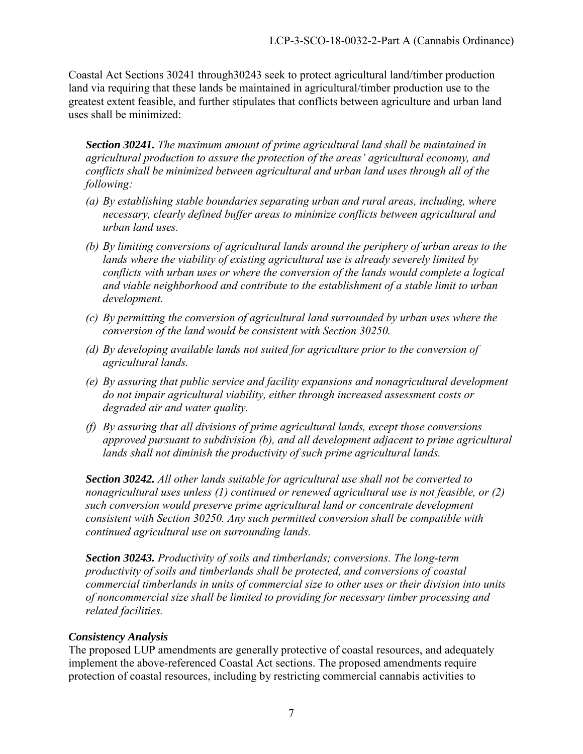Coastal Act Sections 30241 through30243 seek to protect agricultural land/timber production land via requiring that these lands be maintained in agricultural/timber production use to the greatest extent feasible, and further stipulates that conflicts between agriculture and urban land uses shall be minimized:

> ***Section 30241.*** *The maximum amount of prime agricultural land shall be maintained in agricultural production to assure the protection of the areas' agricultural economy, and conflicts shall be minimized between agricultural and urban land uses through all of the following:*
>
> *(a) By establishing stable boundaries separating urban and rural areas, including, where necessary, clearly defined buffer areas to minimize conflicts between agricultural and urban land uses.*
>
> *(b) By limiting conversions of agricultural lands around the periphery of urban areas to the lands where the viability of existing agricultural use is already severely limited by conflicts with urban uses or where the conversion of the lands would complete a logical and viable neighborhood and contribute to the establishment of a stable limit to urban development.*
>
> *(c) By permitting the conversion of agricultural land surrounded by urban uses where the conversion of the land would be consistent with Section 30250.*
>
> *(d) By developing available lands not suited for agriculture prior to the conversion of agricultural lands.*
>
> *(e) By assuring that public service and facility expansions and nonagricultural development do not impair agricultural viability, either through increased assessment costs or degraded air and water quality.*
>
> *(f) By assuring that all divisions of prime agricultural lands, except those conversions approved pursuant to subdivision (b), and all development adjacent to prime agricultural lands shall not diminish the productivity of such prime agricultural lands.*
>
> ***Section 30242.*** *All other lands suitable for agricultural use shall not be converted to nonagricultural uses unless (1) continued or renewed agricultural use is not feasible, or (2) such conversion would preserve prime agricultural land or concentrate development consistent with Section 30250. Any such permitted conversion shall be compatible with continued agricultural use on surrounding lands.*
>
> ***Section 30243.*** *Productivity of soils and timberlands; conversions. The long-term productivity of soils and timberlands shall be protected, and conversions of coastal commercial timberlands in units of commercial size to other uses or their division into units of noncommercial size shall be limited to providing for necessary timber processing and related facilities.*

***Consistency Analysis***

The proposed LUP amendments are generally protective of coastal resources, and adequately implement the above-referenced Coastal Act sections. The proposed amendments require protection of coastal resources, including by restricting commercial cannabis activities to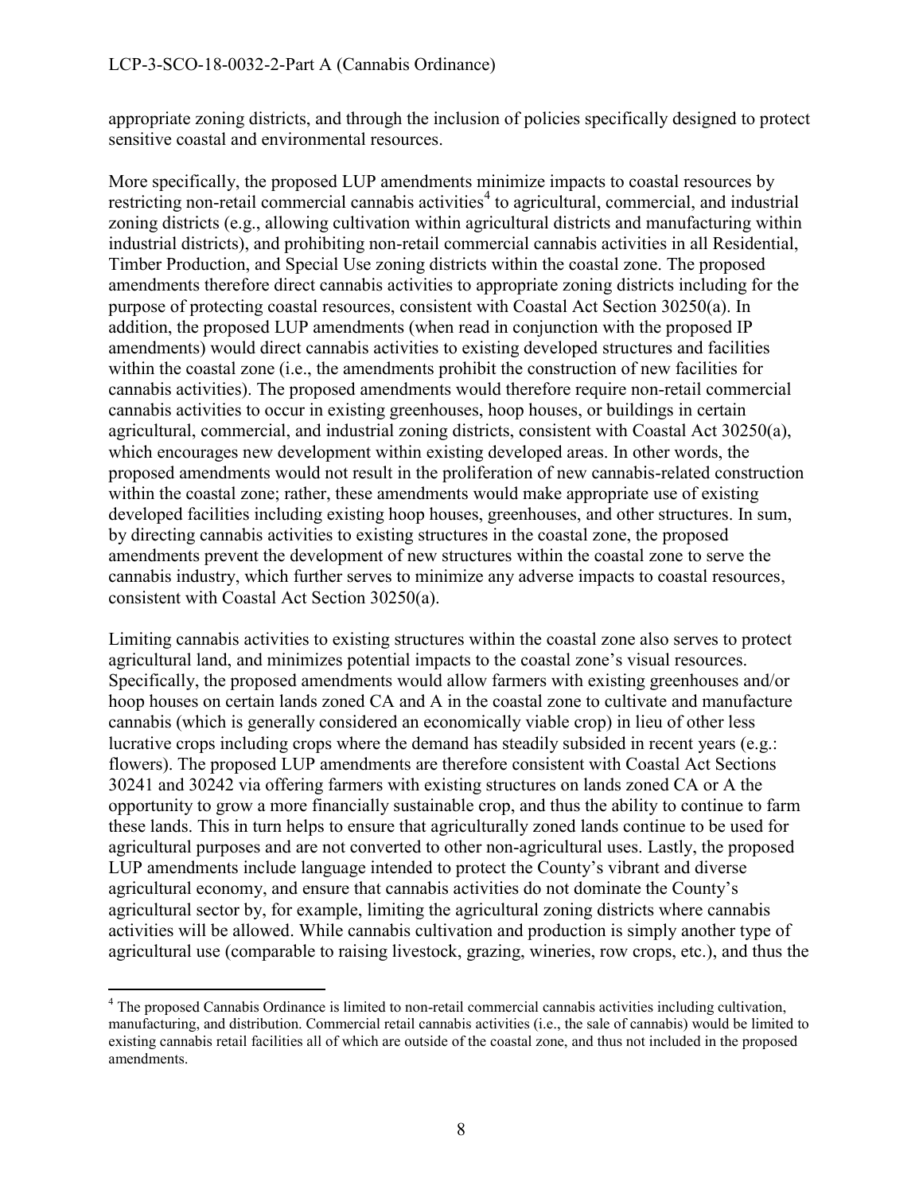appropriate zoning districts, and through the inclusion of policies specifically designed to protect sensitive coastal and environmental resources.

More specifically, the proposed LUP amendments minimize impacts to coastal resources by restricting non-retail commercial cannabis activities[4] to agricultural, commercial, and industrial zoning districts (e.g., allowing cultivation within agricultural districts and manufacturing within industrial districts), and prohibiting non-retail commercial cannabis activities in all Residential, Timber Production, and Special Use zoning districts within the coastal zone. The proposed amendments therefore direct cannabis activities to appropriate zoning districts including for the purpose of protecting coastal resources, consistent with Coastal Act Section 30250(a). In addition, the proposed LUP amendments (when read in conjunction with the proposed IP amendments) would direct cannabis activities to existing developed structures and facilities within the coastal zone (i.e., the amendments prohibit the construction of new facilities for cannabis activities). The proposed amendments would therefore require non-retail commercial cannabis activities to occur in existing greenhouses, hoop houses, or buildings in certain agricultural, commercial, and industrial zoning districts, consistent with Coastal Act 30250(a), which encourages new development within existing developed areas. In other words, the proposed amendments would not result in the proliferation of new cannabis-related construction within the coastal zone; rather, these amendments would make appropriate use of existing developed facilities including existing hoop houses, greenhouses, and other structures. In sum, by directing cannabis activities to existing structures in the coastal zone, the proposed amendments prevent the development of new structures within the coastal zone to serve the cannabis industry, which further serves to minimize any adverse impacts to coastal resources, consistent with Coastal Act Section 30250(a).

Limiting cannabis activities to existing structures within the coastal zone also serves to protect agricultural land, and minimizes potential impacts to the coastal zone's visual resources. Specifically, the proposed amendments would allow farmers with existing greenhouses and/or hoop houses on certain lands zoned CA and A in the coastal zone to cultivate and manufacture cannabis (which is generally considered an economically viable crop) in lieu of other less lucrative crops including crops where the demand has steadily subsided in recent years (e.g.: flowers). The proposed LUP amendments are therefore consistent with Coastal Act Sections 30241 and 30242 via offering farmers with existing structures on lands zoned CA or A the opportunity to grow a more financially sustainable crop, and thus the ability to continue to farm these lands. This in turn helps to ensure that agriculturally zoned lands continue to be used for agricultural purposes and are not converted to other non-agricultural uses. Lastly, the proposed LUP amendments include language intended to protect the County's vibrant and diverse agricultural economy, and ensure that cannabis activities do not dominate the County's agricultural sector by, for example, limiting the agricultural zoning districts where cannabis activities will be allowed. While cannabis cultivation and production is simply another type of agricultural use (comparable to raising livestock, grazing, wineries, row crops, etc.), and thus the

---

[4] The proposed Cannabis Ordinance is limited to non-retail commercial cannabis activities including cultivation, manufacturing, and distribution. Commercial retail cannabis activities (i.e., the sale of cannabis) would be limited to existing cannabis retail facilities all of which are outside of the coastal zone, and thus not included in the proposed amendments.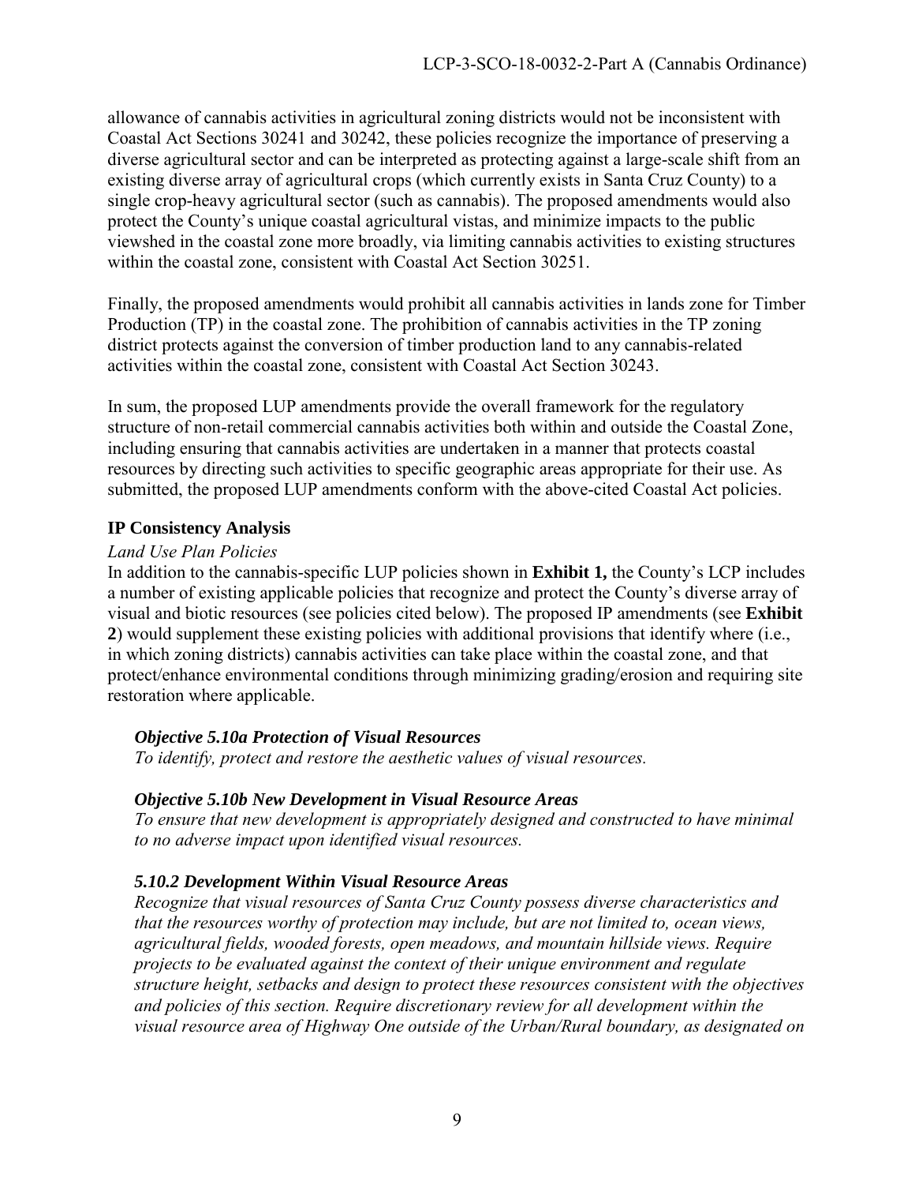allowance of cannabis activities in agricultural zoning districts would not be inconsistent with Coastal Act Sections 30241 and 30242, these policies recognize the importance of preserving a diverse agricultural sector and can be interpreted as protecting against a large-scale shift from an existing diverse array of agricultural crops (which currently exists in Santa Cruz County) to a single crop-heavy agricultural sector (such as cannabis). The proposed amendments would also protect the County's unique coastal agricultural vistas, and minimize impacts to the public viewshed in the coastal zone more broadly, via limiting cannabis activities to existing structures within the coastal zone, consistent with Coastal Act Section 30251.

Finally, the proposed amendments would prohibit all cannabis activities in lands zone for Timber Production (TP) in the coastal zone. The prohibition of cannabis activities in the TP zoning district protects against the conversion of timber production land to any cannabis-related activities within the coastal zone, consistent with Coastal Act Section 30243.

In sum, the proposed LUP amendments provide the overall framework for the regulatory structure of non-retail commercial cannabis activities both within and outside the Coastal Zone, including ensuring that cannabis activities are undertaken in a manner that protects coastal resources by directing such activities to specific geographic areas appropriate for their use. As submitted, the proposed LUP amendments conform with the above-cited Coastal Act policies.

**IP Consistency Analysis**

*Land Use Plan Policies*

In addition to the cannabis-specific LUP policies shown in **Exhibit 1,** the County's LCP includes a number of existing applicable policies that recognize and protect the County's diverse array of visual and biotic resources (see policies cited below). The proposed IP amendments (see **Exhibit 2**) would supplement these existing policies with additional provisions that identify where (i.e., in which zoning districts) cannabis activities can take place within the coastal zone, and that protect/enhance environmental conditions through minimizing grading/erosion and requiring site restoration where applicable.

> ***Objective 5.10a Protection of Visual Resources***
> *To identify, protect and restore the aesthetic values of visual resources.*
>
> ***Objective 5.10b New Development in Visual Resource Areas***
> *To ensure that new development is appropriately designed and constructed to have minimal to no adverse impact upon identified visual resources.*
>
> ***5.10.2 Development Within Visual Resource Areas***
> *Recognize that visual resources of Santa Cruz County possess diverse characteristics and that the resources worthy of protection may include, but are not limited to, ocean views, agricultural fields, wooded forests, open meadows, and mountain hillside views. Require projects to be evaluated against the context of their unique environment and regulate structure height, setbacks and design to protect these resources consistent with the objectives and policies of this section. Require discretionary review for all development within the visual resource area of Highway One outside of the Urban/Rural boundary, as designated on*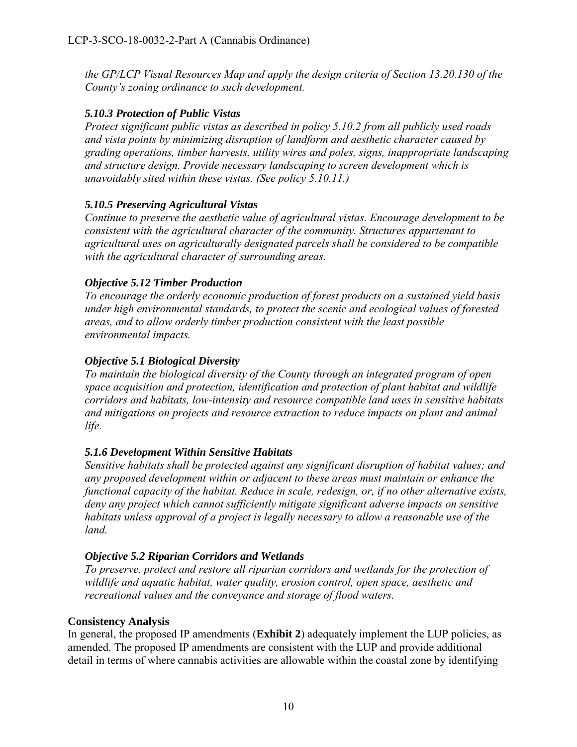*the GP/LCP Visual Resources Map and apply the design criteria of Section 13.20.130 of the County's zoning ordinance to such development.*

***5.10.3 Protection of Public Vistas***

*Protect significant public vistas as described in policy 5.10.2 from all publicly used roads and vista points by minimizing disruption of landform and aesthetic character caused by grading operations, timber harvests, utility wires and poles, signs, inappropriate landscaping and structure design. Provide necessary landscaping to screen development which is unavoidably sited within these vistas. (See policy 5.10.11.)*

***5.10.5 Preserving Agricultural Vistas***

*Continue to preserve the aesthetic value of agricultural vistas. Encourage development to be consistent with the agricultural character of the community. Structures appurtenant to agricultural uses on agriculturally designated parcels shall be considered to be compatible with the agricultural character of surrounding areas.*

***Objective 5.12 Timber Production***

*To encourage the orderly economic production of forest products on a sustained yield basis under high environmental standards, to protect the scenic and ecological values of forested areas, and to allow orderly timber production consistent with the least possible environmental impacts.*

***Objective 5.1 Biological Diversity***

*To maintain the biological diversity of the County through an integrated program of open space acquisition and protection, identification and protection of plant habitat and wildlife corridors and habitats, low-intensity and resource compatible land uses in sensitive habitats and mitigations on projects and resource extraction to reduce impacts on plant and animal life.*

***5.1.6 Development Within Sensitive Habitats***

*Sensitive habitats shall be protected against any significant disruption of habitat values; and any proposed development within or adjacent to these areas must maintain or enhance the functional capacity of the habitat. Reduce in scale, redesign, or, if no other alternative exists, deny any project which cannot sufficiently mitigate significant adverse impacts on sensitive habitats unless approval of a project is legally necessary to allow a reasonable use of the land.*

***Objective 5.2 Riparian Corridors and Wetlands***

*To preserve, protect and restore all riparian corridors and wetlands for the protection of wildlife and aquatic habitat, water quality, erosion control, open space, aesthetic and recreational values and the conveyance and storage of flood waters.*

**Consistency Analysis**

In general, the proposed IP amendments (**Exhibit 2**) adequately implement the LUP policies, as amended. The proposed IP amendments are consistent with the LUP and provide additional detail in terms of where cannabis activities are allowable within the coastal zone by identifying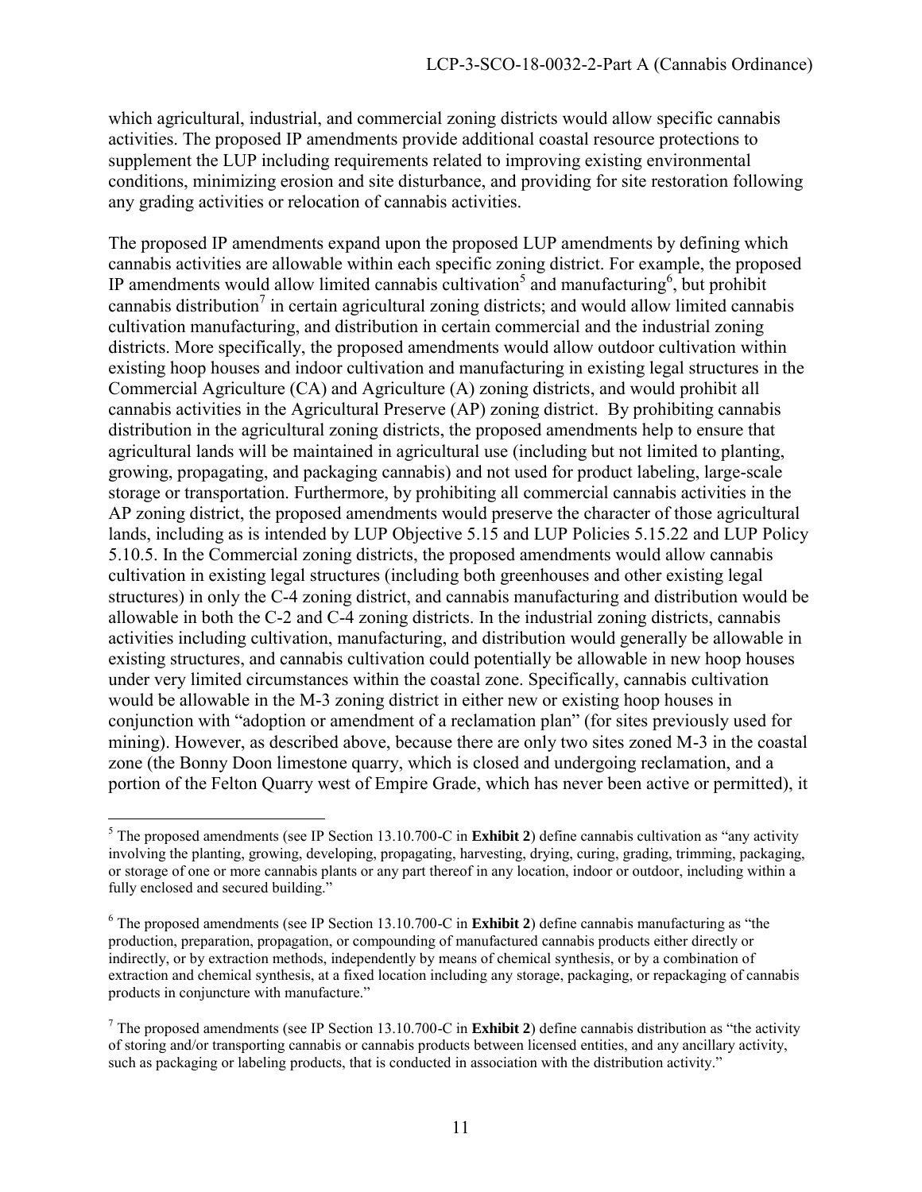which agricultural, industrial, and commercial zoning districts would allow specific cannabis activities. The proposed IP amendments provide additional coastal resource protections to supplement the LUP including requirements related to improving existing environmental conditions, minimizing erosion and site disturbance, and providing for site restoration following any grading activities or relocation of cannabis activities.

The proposed IP amendments expand upon the proposed LUP amendments by defining which cannabis activities are allowable within each specific zoning district. For example, the proposed IP amendments would allow limited cannabis cultivation[5] and manufacturing[6], but prohibit cannabis distribution[7] in certain agricultural zoning districts; and would allow limited cannabis cultivation manufacturing, and distribution in certain commercial and the industrial zoning districts. More specifically, the proposed amendments would allow outdoor cultivation within existing hoop houses and indoor cultivation and manufacturing in existing legal structures in the Commercial Agriculture (CA) and Agriculture (A) zoning districts, and would prohibit all cannabis activities in the Agricultural Preserve (AP) zoning district. By prohibiting cannabis distribution in the agricultural zoning districts, the proposed amendments help to ensure that agricultural lands will be maintained in agricultural use (including but not limited to planting, growing, propagating, and packaging cannabis) and not used for product labeling, large-scale storage or transportation. Furthermore, by prohibiting all commercial cannabis activities in the AP zoning district, the proposed amendments would preserve the character of those agricultural lands, including as is intended by LUP Objective 5.15 and LUP Policies 5.15.22 and LUP Policy 5.10.5. In the Commercial zoning districts, the proposed amendments would allow cannabis cultivation in existing legal structures (including both greenhouses and other existing legal structures) in only the C-4 zoning district, and cannabis manufacturing and distribution would be allowable in both the C-2 and C-4 zoning districts. In the industrial zoning districts, cannabis activities including cultivation, manufacturing, and distribution would generally be allowable in existing structures, and cannabis cultivation could potentially be allowable in new hoop houses under very limited circumstances within the coastal zone. Specifically, cannabis cultivation would be allowable in the M-3 zoning district in either new or existing hoop houses in conjunction with "adoption or amendment of a reclamation plan" (for sites previously used for mining). However, as described above, because there are only two sites zoned M-3 in the coastal zone (the Bonny Doon limestone quarry, which is closed and undergoing reclamation, and a portion of the Felton Quarry west of Empire Grade, which has never been active or permitted), it

---

[5] The proposed amendments (see IP Section 13.10.700-C in **Exhibit 2**) define cannabis cultivation as "any activity involving the planting, growing, developing, propagating, harvesting, drying, curing, grading, trimming, packaging, or storage of one or more cannabis plants or any part thereof in any location, indoor or outdoor, including within a fully enclosed and secured building."

[6] The proposed amendments (see IP Section 13.10.700-C in **Exhibit 2**) define cannabis manufacturing as "the production, preparation, propagation, or compounding of manufactured cannabis products either directly or indirectly, or by extraction methods, independently by means of chemical synthesis, or by a combination of extraction and chemical synthesis, at a fixed location including any storage, packaging, or repackaging of cannabis products in conjuncture with manufacture."

[7] The proposed amendments (see IP Section 13.10.700-C in **Exhibit 2**) define cannabis distribution as "the activity of storing and/or transporting cannabis or cannabis products between licensed entities, and any ancillary activity, such as packaging or labeling products, that is conducted in association with the distribution activity."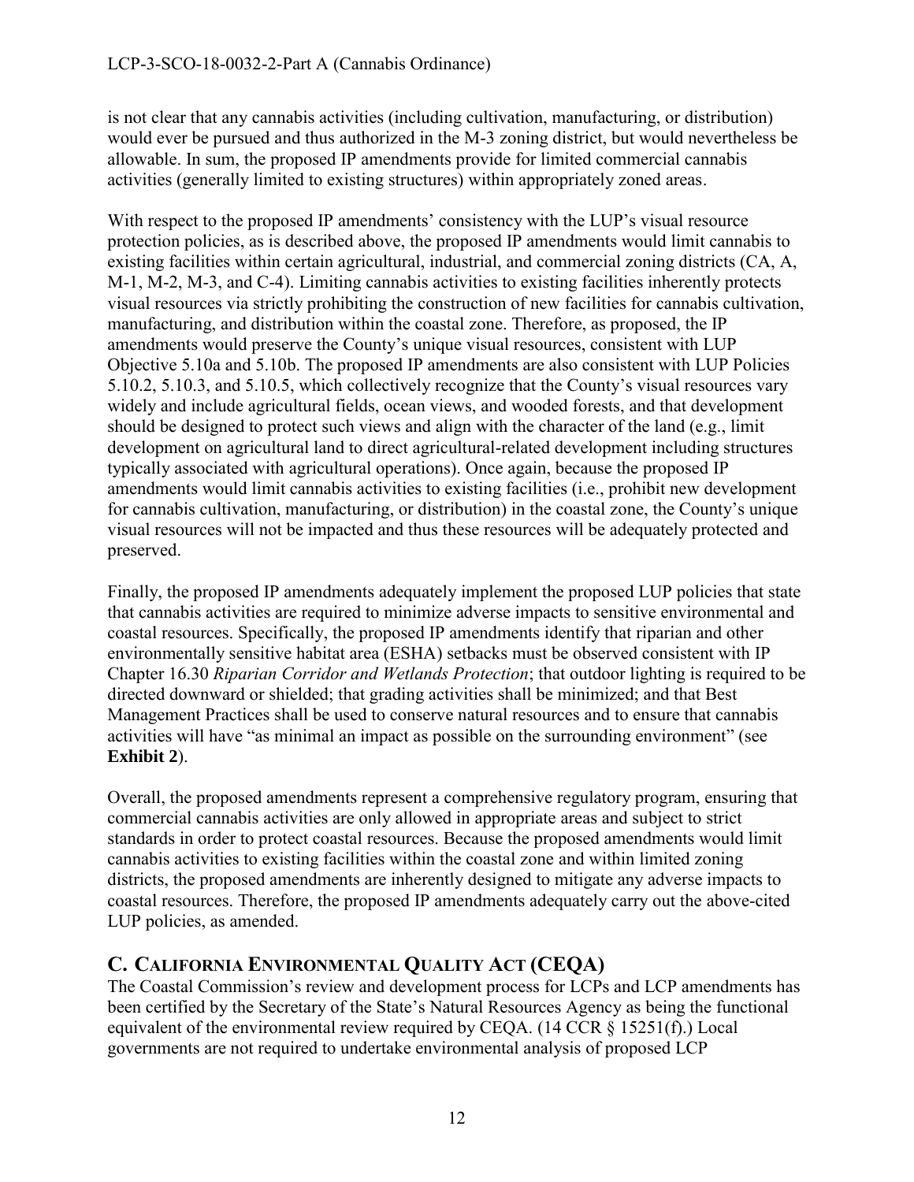is not clear that any cannabis activities (including cultivation, manufacturing, or distribution) would ever be pursued and thus authorized in the M-3 zoning district, but would nevertheless be allowable. In sum, the proposed IP amendments provide for limited commercial cannabis activities (generally limited to existing structures) within appropriately zoned areas.

With respect to the proposed IP amendments' consistency with the LUP's visual resource protection policies, as is described above, the proposed IP amendments would limit cannabis to existing facilities within certain agricultural, industrial, and commercial zoning districts (CA, A, M-1, M-2, M-3, and C-4). Limiting cannabis activities to existing facilities inherently protects visual resources via strictly prohibiting the construction of new facilities for cannabis cultivation, manufacturing, and distribution within the coastal zone. Therefore, as proposed, the IP amendments would preserve the County's unique visual resources, consistent with LUP Objective 5.10a and 5.10b. The proposed IP amendments are also consistent with LUP Policies 5.10.2, 5.10.3, and 5.10.5, which collectively recognize that the County's visual resources vary widely and include agricultural fields, ocean views, and wooded forests, and that development should be designed to protect such views and align with the character of the land (e.g., limit development on agricultural land to direct agricultural-related development including structures typically associated with agricultural operations). Once again, because the proposed IP amendments would limit cannabis activities to existing facilities (i.e., prohibit new development for cannabis cultivation, manufacturing, or distribution) in the coastal zone, the County's unique visual resources will not be impacted and thus these resources will be adequately protected and preserved.

Finally, the proposed IP amendments adequately implement the proposed LUP policies that state that cannabis activities are required to minimize adverse impacts to sensitive environmental and coastal resources. Specifically, the proposed IP amendments identify that riparian and other environmentally sensitive habitat area (ESHA) setbacks must be observed consistent with IP Chapter 16.30 *Riparian Corridor and Wetlands Protection*; that outdoor lighting is required to be directed downward or shielded; that grading activities shall be minimized; and that Best Management Practices shall be used to conserve natural resources and to ensure that cannabis activities will have "as minimal an impact as possible on the surrounding environment" (see **Exhibit 2**).

Overall, the proposed amendments represent a comprehensive regulatory program, ensuring that commercial cannabis activities are only allowed in appropriate areas and subject to strict standards in order to protect coastal resources. Because the proposed amendments would limit cannabis activities to existing facilities within the coastal zone and within limited zoning districts, the proposed amendments are inherently designed to mitigate any adverse impacts to coastal resources. Therefore, the proposed IP amendments adequately carry out the above-cited LUP policies, as amended.

## C. CALIFORNIA ENVIRONMENTAL QUALITY ACT (CEQA)

The Coastal Commission's review and development process for LCPs and LCP amendments has been certified by the Secretary of the State's Natural Resources Agency as being the functional equivalent of the environmental review required by CEQA. (14 CCR § 15251(f).) Local governments are not required to undertake environmental analysis of proposed LCP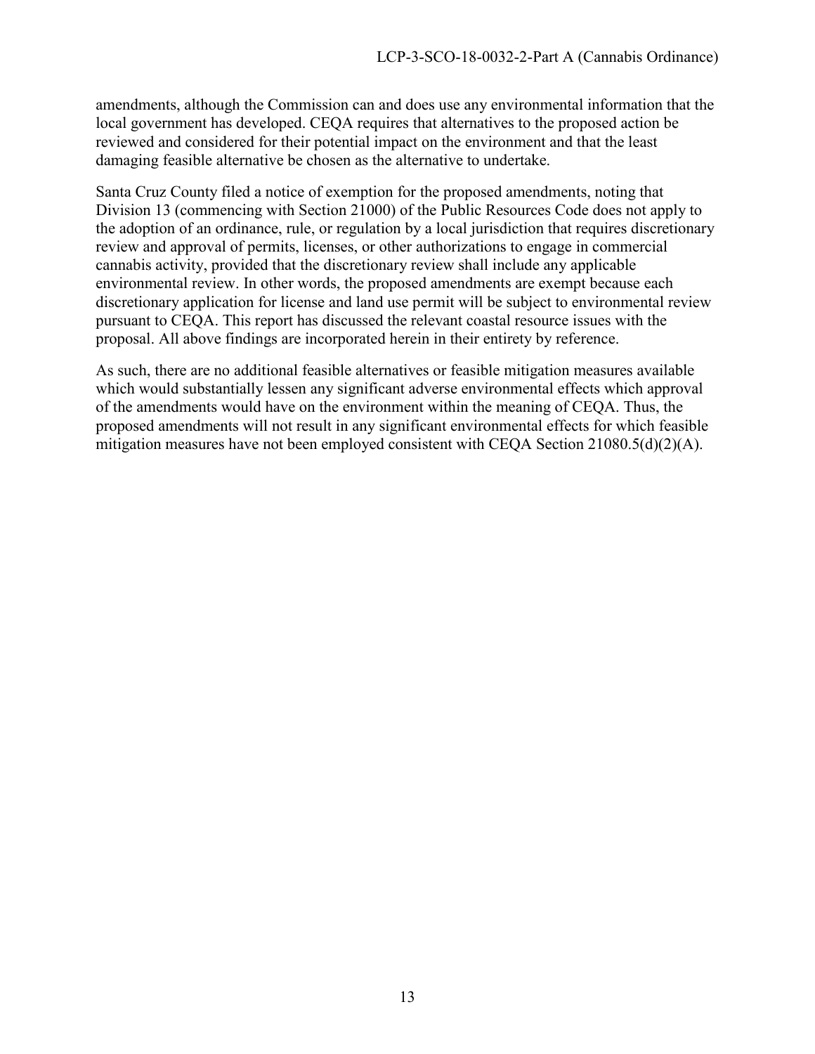amendments, although the Commission can and does use any environmental information that the local government has developed. CEQA requires that alternatives to the proposed action be reviewed and considered for their potential impact on the environment and that the least damaging feasible alternative be chosen as the alternative to undertake.

Santa Cruz County filed a notice of exemption for the proposed amendments, noting that Division 13 (commencing with Section 21000) of the Public Resources Code does not apply to the adoption of an ordinance, rule, or regulation by a local jurisdiction that requires discretionary review and approval of permits, licenses, or other authorizations to engage in commercial cannabis activity, provided that the discretionary review shall include any applicable environmental review. In other words, the proposed amendments are exempt because each discretionary application for license and land use permit will be subject to environmental review pursuant to CEQA. This report has discussed the relevant coastal resource issues with the proposal. All above findings are incorporated herein in their entirety by reference.

As such, there are no additional feasible alternatives or feasible mitigation measures available which would substantially lessen any significant adverse environmental effects which approval of the amendments would have on the environment within the meaning of CEQA. Thus, the proposed amendments will not result in any significant environmental effects for which feasible mitigation measures have not been employed consistent with CEQA Section 21080.5(d)(2)(A).